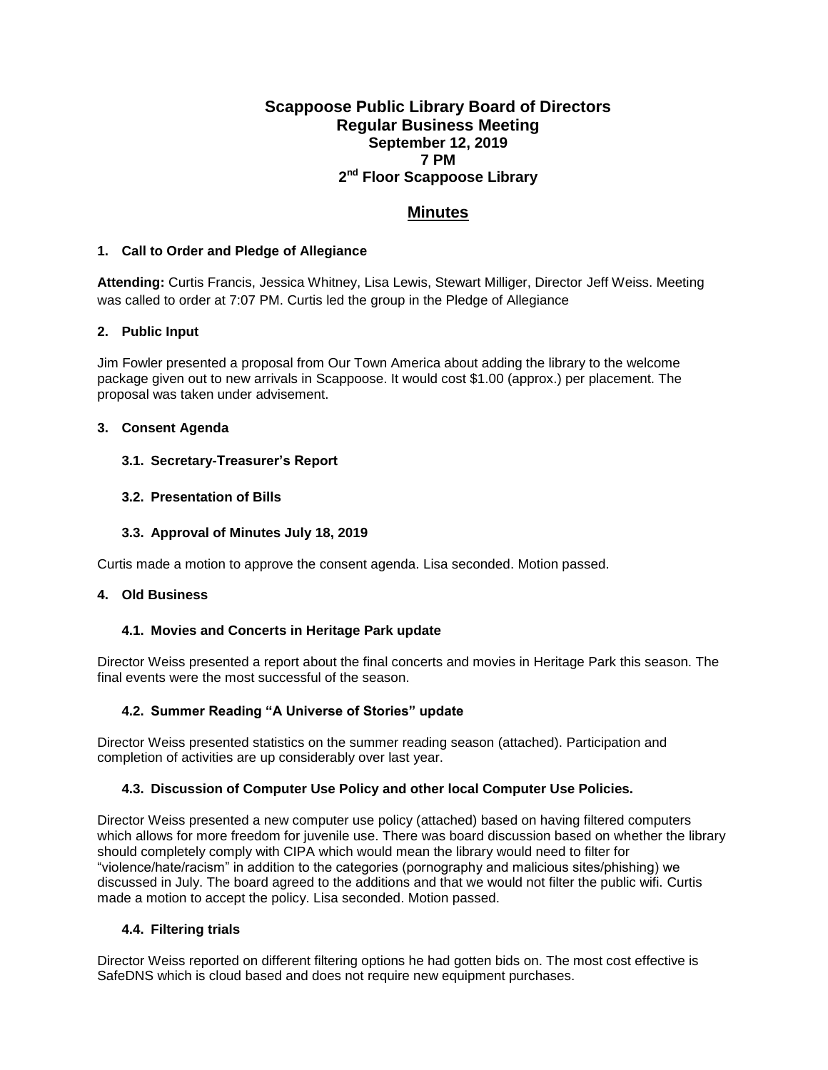# Scappoose Public Library Board of Directors
## Regular Business Meeting
### September 12, 2019
### 7 PM
### 2nd Floor Scappoose Library

## Minutes

### 1. Call to Order and Pledge of Allegiance

**Attending:** Curtis Francis, Jessica Whitney, Lisa Lewis, Stewart Milliger, Director Jeff Weiss. Meeting was called to order at 7:07 PM. Curtis led the group in the Pledge of Allegiance

### 2. Public Input

Jim Fowler presented a proposal from Our Town America about adding the library to the welcome package given out to new arrivals in Scappoose. It would cost $1.00 (approx.) per placement. The proposal was taken under advisement.

### 3. Consent Agenda

#### 3.1. Secretary-Treasurer's Report

#### 3.2. Presentation of Bills

#### 3.3. Approval of Minutes July 18, 2019

Curtis made a motion to approve the consent agenda. Lisa seconded. Motion passed.

### 4. Old Business

#### 4.1. Movies and Concerts in Heritage Park update

Director Weiss presented a report about the final concerts and movies in Heritage Park this season. The final events were the most successful of the season.

#### 4.2. Summer Reading "A Universe of Stories" update

Director Weiss presented statistics on the summer reading season (attached). Participation and completion of activities are up considerably over last year.

#### 4.3. Discussion of Computer Use Policy and other local Computer Use Policies.

Director Weiss presented a new computer use policy (attached) based on having filtered computers which allows for more freedom for juvenile use. There was board discussion based on whether the library should completely comply with CIPA which would mean the library would need to filter for "violence/hate/racism" in addition to the categories (pornography and malicious sites/phishing) we discussed in July. The board agreed to the additions and that we would not filter the public wifi. Curtis made a motion to accept the policy. Lisa seconded. Motion passed.

#### 4.4. Filtering trials

Director Weiss reported on different filtering options he had gotten bids on. The most cost effective is SafeDNS which is cloud based and does not require new equipment purchases.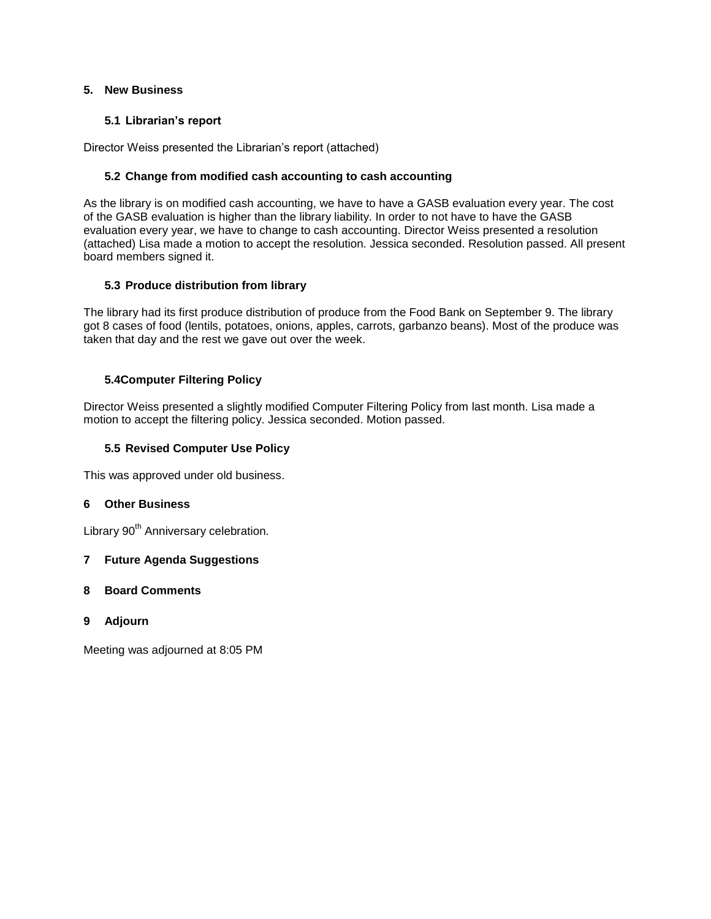## 5. New Business

### 5.1 Librarian's report

Director Weiss presented the Librarian's report (attached)

### 5.2 Change from modified cash accounting to cash accounting

As the library is on modified cash accounting, we have to have a GASB evaluation every year. The cost of the GASB evaluation is higher than the library liability. In order to not have to have the GASB evaluation every year, we have to change to cash accounting. Director Weiss presented a resolution (attached) Lisa made a motion to accept the resolution. Jessica seconded. Resolution passed. All present board members signed it.

### 5.3 Produce distribution from library

The library had its first produce distribution of produce from the Food Bank on September 9. The library got 8 cases of food (lentils, potatoes, onions, apples, carrots, garbanzo beans). Most of the produce was taken that day and the rest we gave out over the week.

### 5.4Computer Filtering Policy

Director Weiss presented a slightly modified Computer Filtering Policy from last month. Lisa made a motion to accept the filtering policy. Jessica seconded. Motion passed.

### 5.5 Revised Computer Use Policy

This was approved under old business.

## 6 Other Business

Library 90th Anniversary celebration.

## 7 Future Agenda Suggestions

## 8 Board Comments

## 9 Adjourn

Meeting was adjourned at 8:05 PM